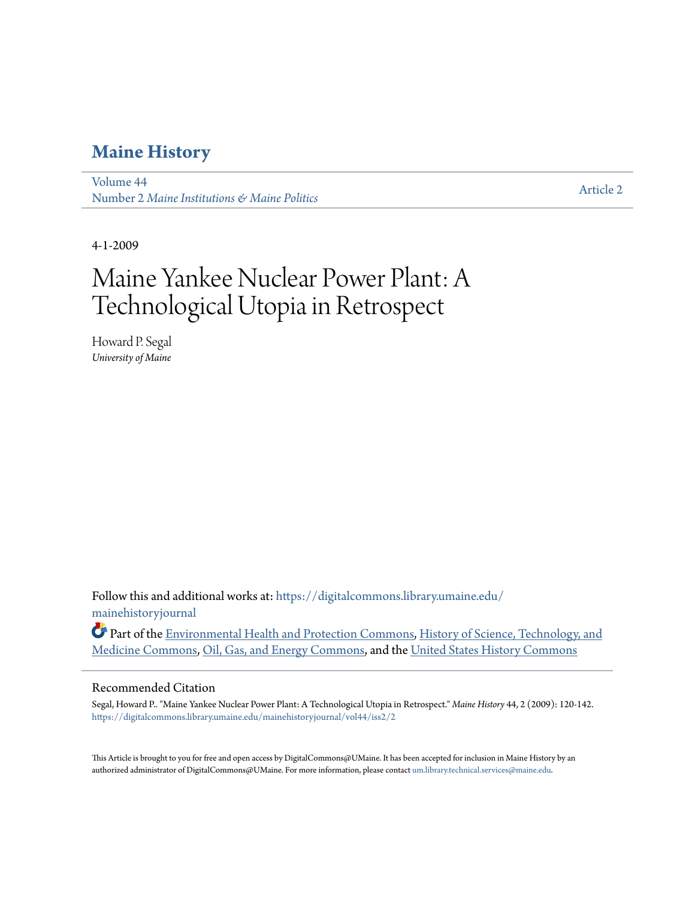# Maine History

Volume 44
Number 2 *Maine Institutions & Maine Politics*

Article 2

4-1-2009

# Maine Yankee Nuclear Power Plant: A Technological Utopia in Retrospect

Howard P. Segal
*University of Maine*

Follow this and additional works at: https://digitalcommons.library.umaine.edu/mainehistoryjournal

Part of the Environmental Health and Protection Commons, History of Science, Technology, and Medicine Commons, Oil, Gas, and Energy Commons, and the United States History Commons

## Recommended Citation

Segal, Howard P.. "Maine Yankee Nuclear Power Plant: A Technological Utopia in Retrospect." *Maine History* 44, 2 (2009): 120-142. https://digitalcommons.library.umaine.edu/mainehistoryjournal/vol44/iss2/2

This Article is brought to you for free and open access by DigitalCommons@UMaine. It has been accepted for inclusion in Maine History by an authorized administrator of DigitalCommons@UMaine. For more information, please contact um.library.technical.services@maine.edu.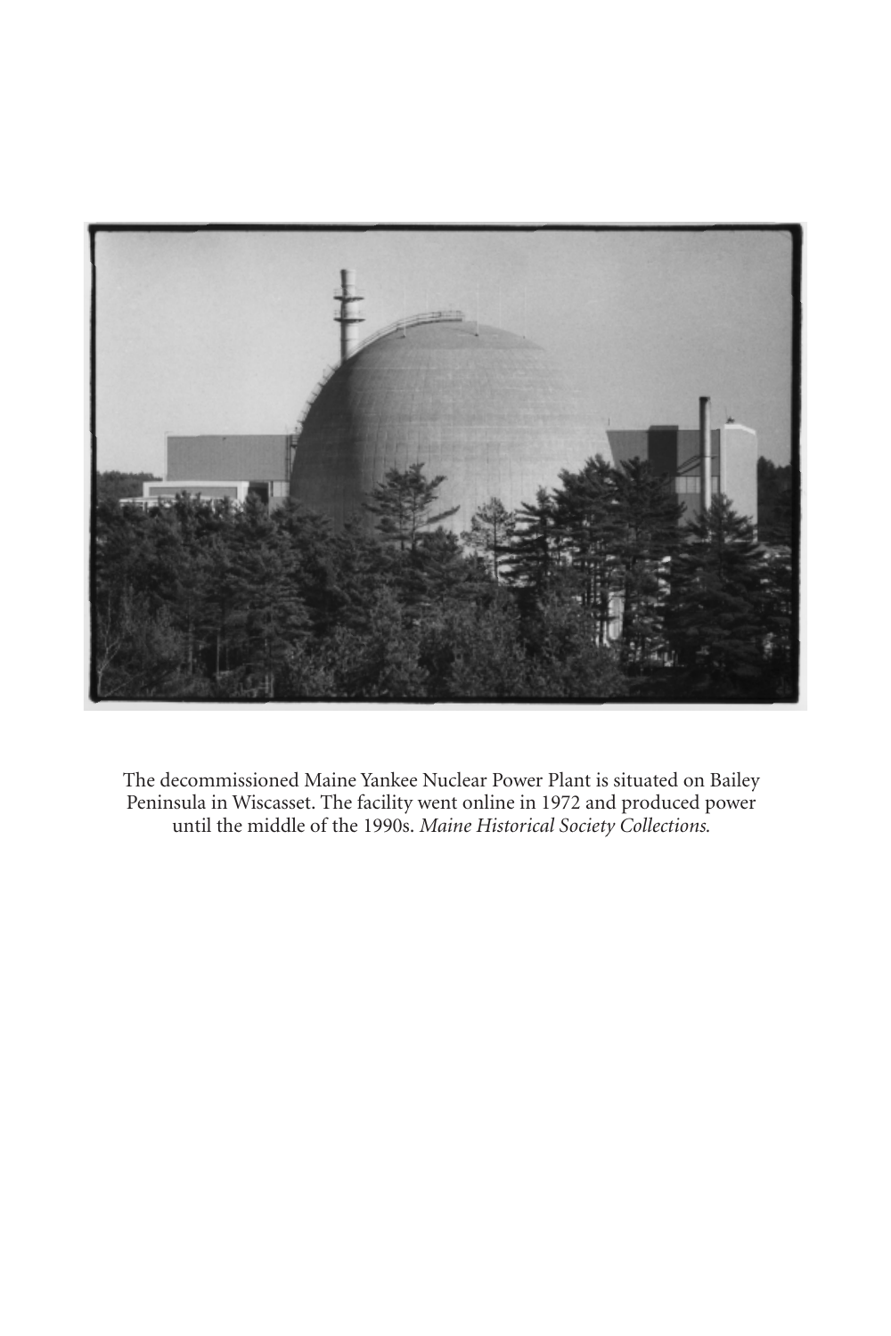The decommissioned Maine Yankee Nuclear Power Plant is situated on Bailey Peninsula in Wiscasset. The facility went online in 1972 and produced power until the middle of the 1990s. *Maine Historical Society Collections.*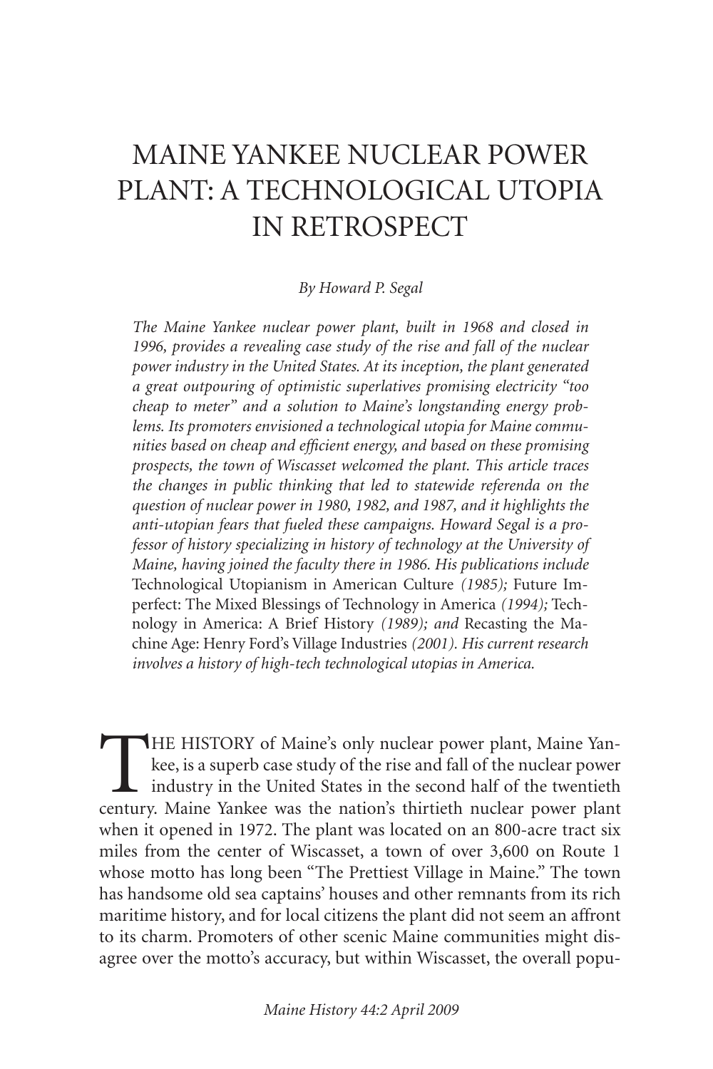# MAINE YANKEE NUCLEAR POWER PLANT: A TECHNOLOGICAL UTOPIA IN RETROSPECT

*By Howard P. Segal*

*The Maine Yankee nuclear power plant, built in 1968 and closed in 1996, provides a revealing case study of the rise and fall of the nuclear power industry in the United States. At its inception, the plant generated a great outpouring of optimistic superlatives promising electricity "too cheap to meter" and a solution to Maine's longstanding energy problems. Its promoters envisioned a technological utopia for Maine communities based on cheap and efficient energy, and based on these promising prospects, the town of Wiscasset welcomed the plant. This article traces the changes in public thinking that led to statewide referenda on the question of nuclear power in 1980, 1982, and 1987, and it highlights the anti-utopian fears that fueled these campaigns. Howard Segal is a professor of history specializing in history of technology at the University of Maine, having joined the faculty there in 1986. His publications include* Technological Utopianism in American Culture *(1985);* Future Imperfect: The Mixed Blessings of Technology in America *(1994);* Technology in America: A Brief History *(1989); and* Recasting the Machine Age: Henry Ford's Village Industries *(2001). His current research involves a history of high-tech technological utopias in America.*

THE HISTORY of Maine's only nuclear power plant, Maine Yankee, is a superb case study of the rise and fall of the nuclear power industry in the United States in the second half of the twentieth century. Maine Yankee was the nation's thirtieth nuclear power plant when it opened in 1972. The plant was located on an 800-acre tract six miles from the center of Wiscasset, a town of over 3,600 on Route 1 whose motto has long been "The Prettiest Village in Maine." The town has handsome old sea captains' houses and other remnants from its rich maritime history, and for local citizens the plant did not seem an affront to its charm. Promoters of other scenic Maine communities might disagree over the motto's accuracy, but within Wiscasset, the overall popu-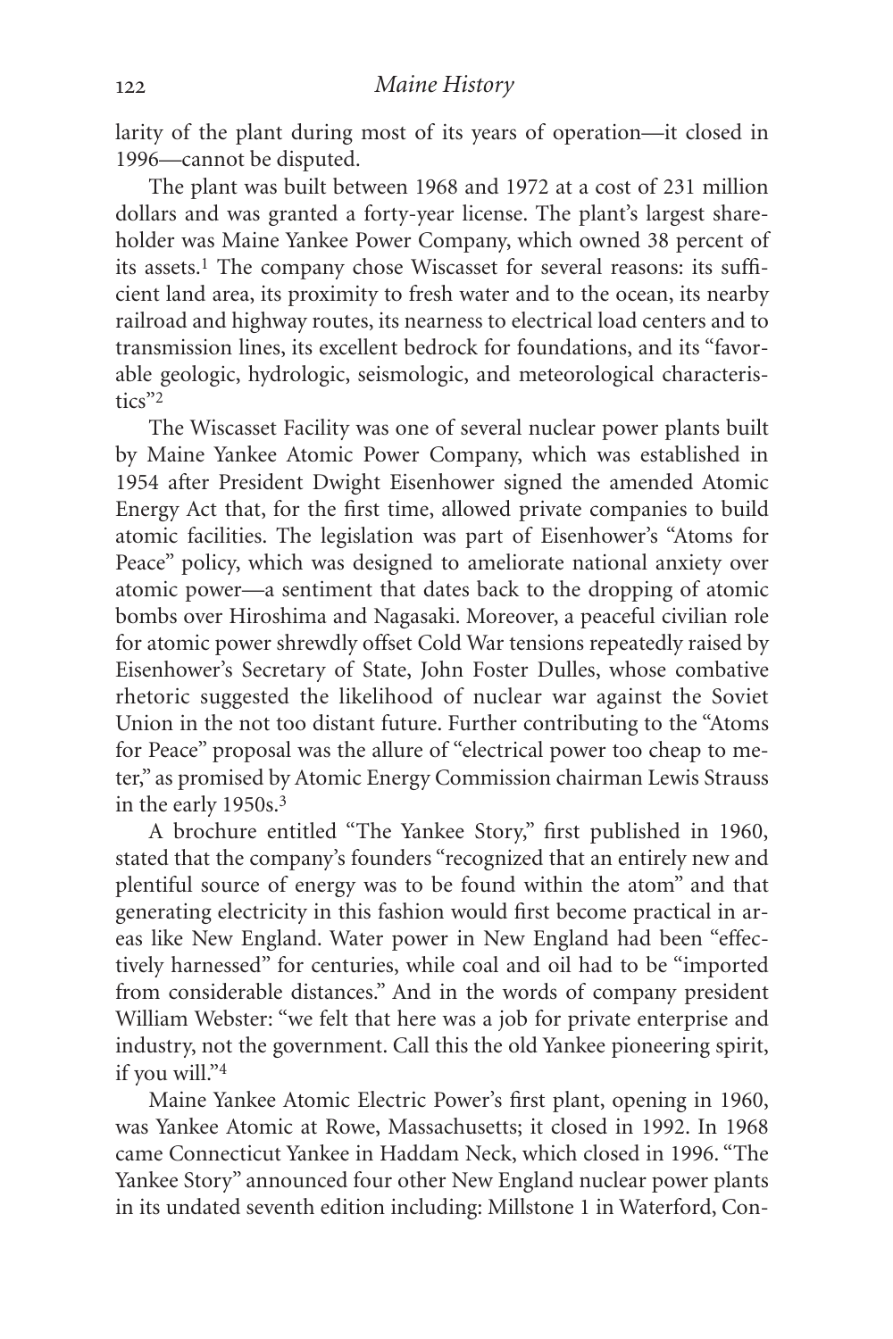larity of the plant during most of its years of operation—it closed in 1996—cannot be disputed.

The plant was built between 1968 and 1972 at a cost of 231 million dollars and was granted a forty-year license. The plant's largest shareholder was Maine Yankee Power Company, which owned 38 percent of its assets.[1] The company chose Wiscasset for several reasons: its sufficient land area, its proximity to fresh water and to the ocean, its nearby railroad and highway routes, its nearness to electrical load centers and to transmission lines, its excellent bedrock for foundations, and its "favorable geologic, hydrologic, seismologic, and meteorological characteristics"[2]

The Wiscasset Facility was one of several nuclear power plants built by Maine Yankee Atomic Power Company, which was established in 1954 after President Dwight Eisenhower signed the amended Atomic Energy Act that, for the first time, allowed private companies to build atomic facilities. The legislation was part of Eisenhower's "Atoms for Peace" policy, which was designed to ameliorate national anxiety over atomic power—a sentiment that dates back to the dropping of atomic bombs over Hiroshima and Nagasaki. Moreover, a peaceful civilian role for atomic power shrewdly offset Cold War tensions repeatedly raised by Eisenhower's Secretary of State, John Foster Dulles, whose combative rhetoric suggested the likelihood of nuclear war against the Soviet Union in the not too distant future. Further contributing to the "Atoms for Peace" proposal was the allure of "electrical power too cheap to meter," as promised by Atomic Energy Commission chairman Lewis Strauss in the early 1950s.[3]

A brochure entitled "The Yankee Story," first published in 1960, stated that the company's founders "recognized that an entirely new and plentiful source of energy was to be found within the atom" and that generating electricity in this fashion would first become practical in areas like New England. Water power in New England had been "effectively harnessed" for centuries, while coal and oil had to be "imported from considerable distances." And in the words of company president William Webster: "we felt that here was a job for private enterprise and industry, not the government. Call this the old Yankee pioneering spirit, if you will."[4]

Maine Yankee Atomic Electric Power's first plant, opening in 1960, was Yankee Atomic at Rowe, Massachusetts; it closed in 1992. In 1968 came Connecticut Yankee in Haddam Neck, which closed in 1996. "The Yankee Story" announced four other New England nuclear power plants in its undated seventh edition including: Millstone 1 in Waterford, Con-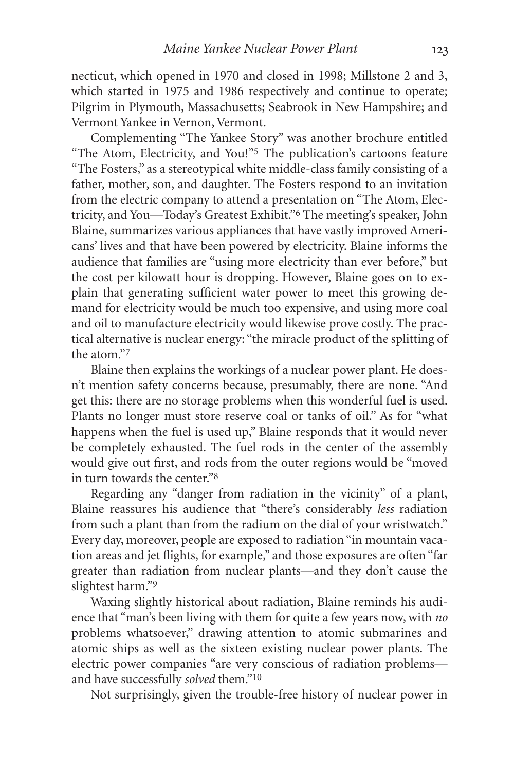necticut, which opened in 1970 and closed in 1998; Millstone 2 and 3, which started in 1975 and 1986 respectively and continue to operate; Pilgrim in Plymouth, Massachusetts; Seabrook in New Hampshire; and Vermont Yankee in Vernon, Vermont.

Complementing "The Yankee Story" was another brochure entitled "The Atom, Electricity, and You!"[5] The publication's cartoons feature "The Fosters," as a stereotypical white middle-class family consisting of a father, mother, son, and daughter. The Fosters respond to an invitation from the electric company to attend a presentation on "The Atom, Electricity, and You—Today's Greatest Exhibit."[6] The meeting's speaker, John Blaine, summarizes various appliances that have vastly improved Americans' lives and that have been powered by electricity. Blaine informs the audience that families are "using more electricity than ever before," but the cost per kilowatt hour is dropping. However, Blaine goes on to explain that generating sufficient water power to meet this growing demand for electricity would be much too expensive, and using more coal and oil to manufacture electricity would likewise prove costly. The practical alternative is nuclear energy: "the miracle product of the splitting of the atom."[7]

Blaine then explains the workings of a nuclear power plant. He doesn't mention safety concerns because, presumably, there are none. "And get this: there are no storage problems when this wonderful fuel is used. Plants no longer must store reserve coal or tanks of oil." As for "what happens when the fuel is used up," Blaine responds that it would never be completely exhausted. The fuel rods in the center of the assembly would give out first, and rods from the outer regions would be "moved in turn towards the center."[8]

Regarding any "danger from radiation in the vicinity" of a plant, Blaine reassures his audience that "there's considerably *less* radiation from such a plant than from the radium on the dial of your wristwatch." Every day, moreover, people are exposed to radiation "in mountain vacation areas and jet flights, for example," and those exposures are often "far greater than radiation from nuclear plants—and they don't cause the slightest harm."[9]

Waxing slightly historical about radiation, Blaine reminds his audience that "man's been living with them for quite a few years now, with *no* problems whatsoever," drawing attention to atomic submarines and atomic ships as well as the sixteen existing nuclear power plants. The electric power companies "are very conscious of radiation problems—and have successfully *solved* them."[10]

Not surprisingly, given the trouble-free history of nuclear power in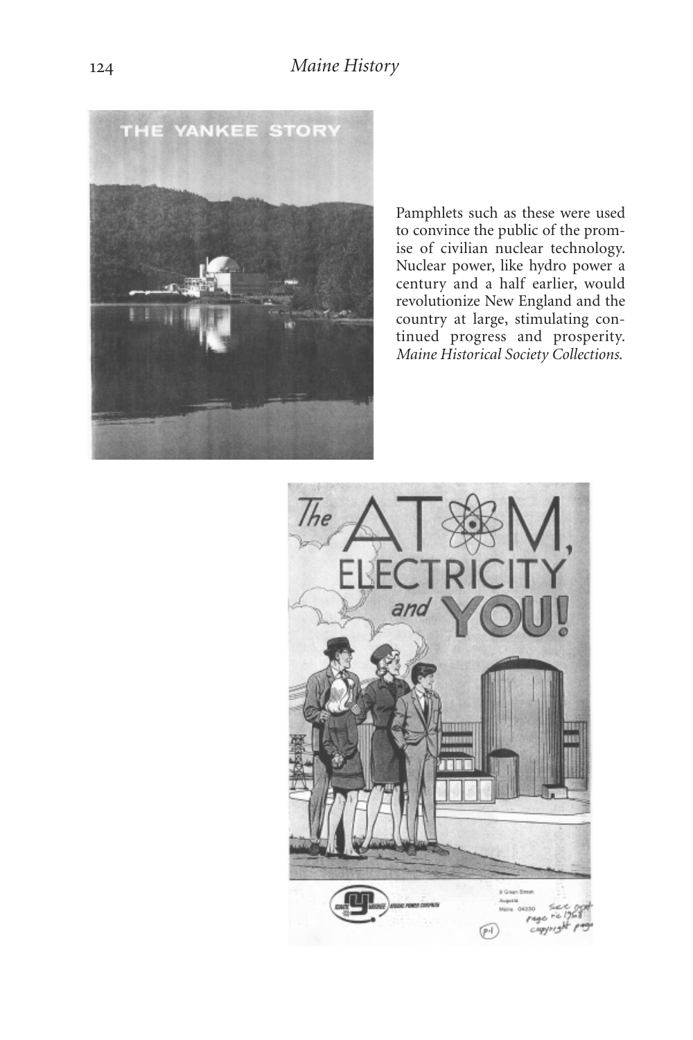Pamphlets such as these were used to convince the public of the promise of civilian nuclear technology. Nuclear power, like hydro power a century and a half earlier, would revolutionize New England and the country at large, stimulating continued progress and prosperity. *Maine Historical Society Collections.*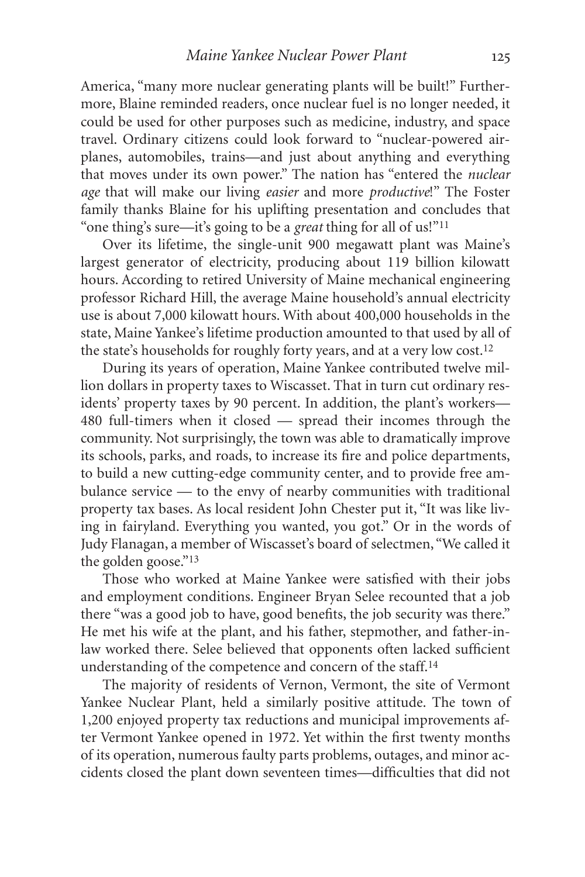America, "many more nuclear generating plants will be built!" Furthermore, Blaine reminded readers, once nuclear fuel is no longer needed, it could be used for other purposes such as medicine, industry, and space travel. Ordinary citizens could look forward to "nuclear-powered airplanes, automobiles, trains—and just about anything and everything that moves under its own power." The nation has "entered the *nuclear age* that will make our living *easier* and more *productive*!" The Foster family thanks Blaine for his uplifting presentation and concludes that "one thing's sure—it's going to be a *great* thing for all of us!"[11]

Over its lifetime, the single-unit 900 megawatt plant was Maine's largest generator of electricity, producing about 119 billion kilowatt hours. According to retired University of Maine mechanical engineering professor Richard Hill, the average Maine household's annual electricity use is about 7,000 kilowatt hours. With about 400,000 households in the state, Maine Yankee's lifetime production amounted to that used by all of the state's households for roughly forty years, and at a very low cost.[12]

During its years of operation, Maine Yankee contributed twelve million dollars in property taxes to Wiscasset. That in turn cut ordinary residents' property taxes by 90 percent. In addition, the plant's workers—480 full-timers when it closed — spread their incomes through the community. Not surprisingly, the town was able to dramatically improve its schools, parks, and roads, to increase its fire and police departments, to build a new cutting-edge community center, and to provide free ambulance service — to the envy of nearby communities with traditional property tax bases. As local resident John Chester put it, "It was like living in fairyland. Everything you wanted, you got." Or in the words of Judy Flanagan, a member of Wiscasset's board of selectmen, "We called it the golden goose."[13]

Those who worked at Maine Yankee were satisfied with their jobs and employment conditions. Engineer Bryan Selee recounted that a job there "was a good job to have, good benefits, the job security was there." He met his wife at the plant, and his father, stepmother, and father-in-law worked there. Selee believed that opponents often lacked sufficient understanding of the competence and concern of the staff.[14]

The majority of residents of Vernon, Vermont, the site of Vermont Yankee Nuclear Plant, held a similarly positive attitude. The town of 1,200 enjoyed property tax reductions and municipal improvements after Vermont Yankee opened in 1972. Yet within the first twenty months of its operation, numerous faulty parts problems, outages, and minor accidents closed the plant down seventeen times—difficulties that did not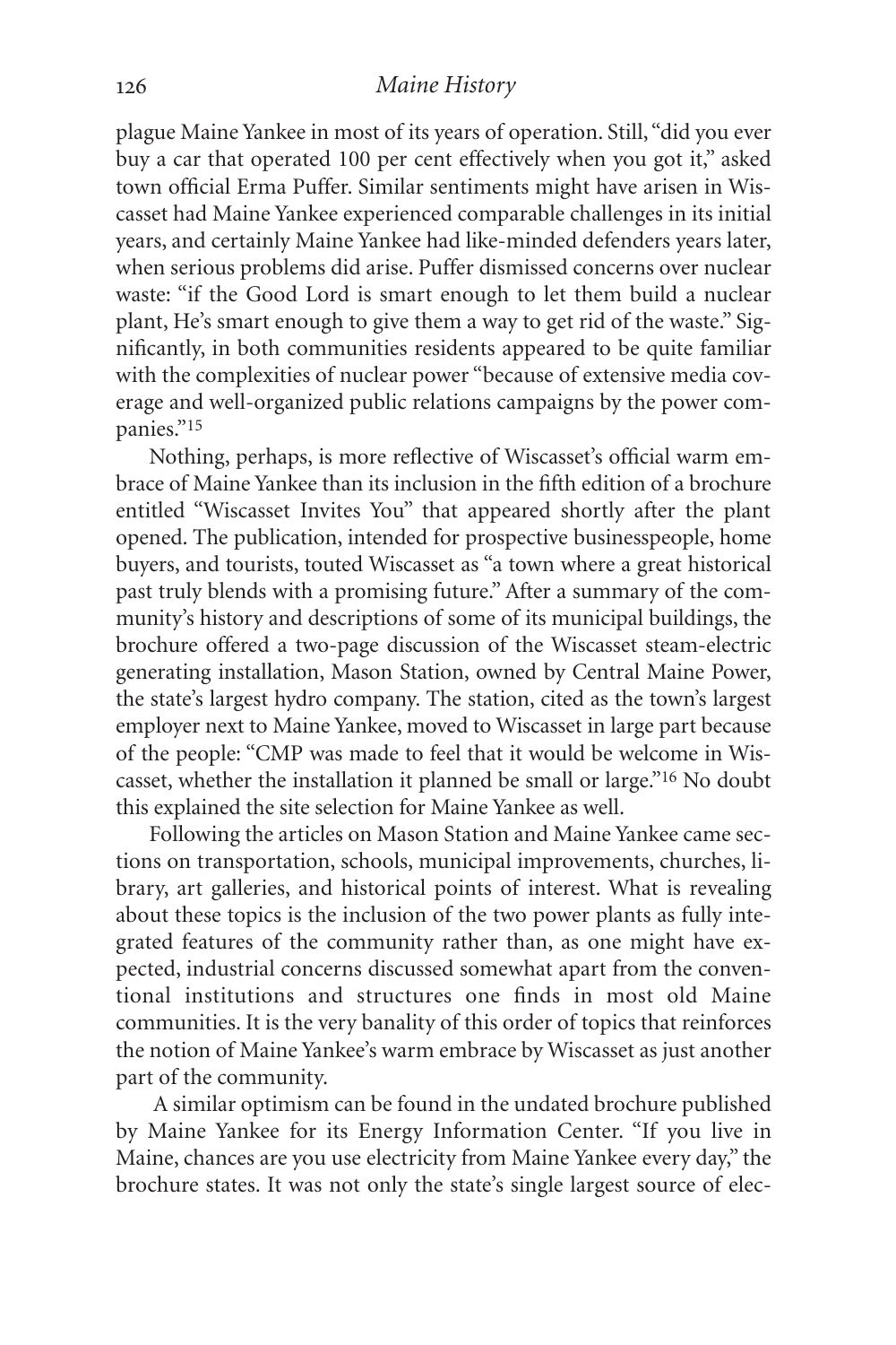plague Maine Yankee in most of its years of operation. Still, "did you ever buy a car that operated 100 per cent effectively when you got it," asked town official Erma Puffer. Similar sentiments might have arisen in Wiscasset had Maine Yankee experienced comparable challenges in its initial years, and certainly Maine Yankee had like-minded defenders years later, when serious problems did arise. Puffer dismissed concerns over nuclear waste: "if the Good Lord is smart enough to let them build a nuclear plant, He's smart enough to give them a way to get rid of the waste." Significantly, in both communities residents appeared to be quite familiar with the complexities of nuclear power "because of extensive media coverage and well-organized public relations campaigns by the power companies."[15]

Nothing, perhaps, is more reflective of Wiscasset's official warm embrace of Maine Yankee than its inclusion in the fifth edition of a brochure entitled "Wiscasset Invites You" that appeared shortly after the plant opened. The publication, intended for prospective businesspeople, home buyers, and tourists, touted Wiscasset as "a town where a great historical past truly blends with a promising future." After a summary of the community's history and descriptions of some of its municipal buildings, the brochure offered a two-page discussion of the Wiscasset steam-electric generating installation, Mason Station, owned by Central Maine Power, the state's largest hydro company. The station, cited as the town's largest employer next to Maine Yankee, moved to Wiscasset in large part because of the people: "CMP was made to feel that it would be welcome in Wiscasset, whether the installation it planned be small or large."[16] No doubt this explained the site selection for Maine Yankee as well.

Following the articles on Mason Station and Maine Yankee came sections on transportation, schools, municipal improvements, churches, library, art galleries, and historical points of interest. What is revealing about these topics is the inclusion of the two power plants as fully integrated features of the community rather than, as one might have expected, industrial concerns discussed somewhat apart from the conventional institutions and structures one finds in most old Maine communities. It is the very banality of this order of topics that reinforces the notion of Maine Yankee's warm embrace by Wiscasset as just another part of the community.

A similar optimism can be found in the undated brochure published by Maine Yankee for its Energy Information Center. "If you live in Maine, chances are you use electricity from Maine Yankee every day," the brochure states. It was not only the state's single largest source of elec-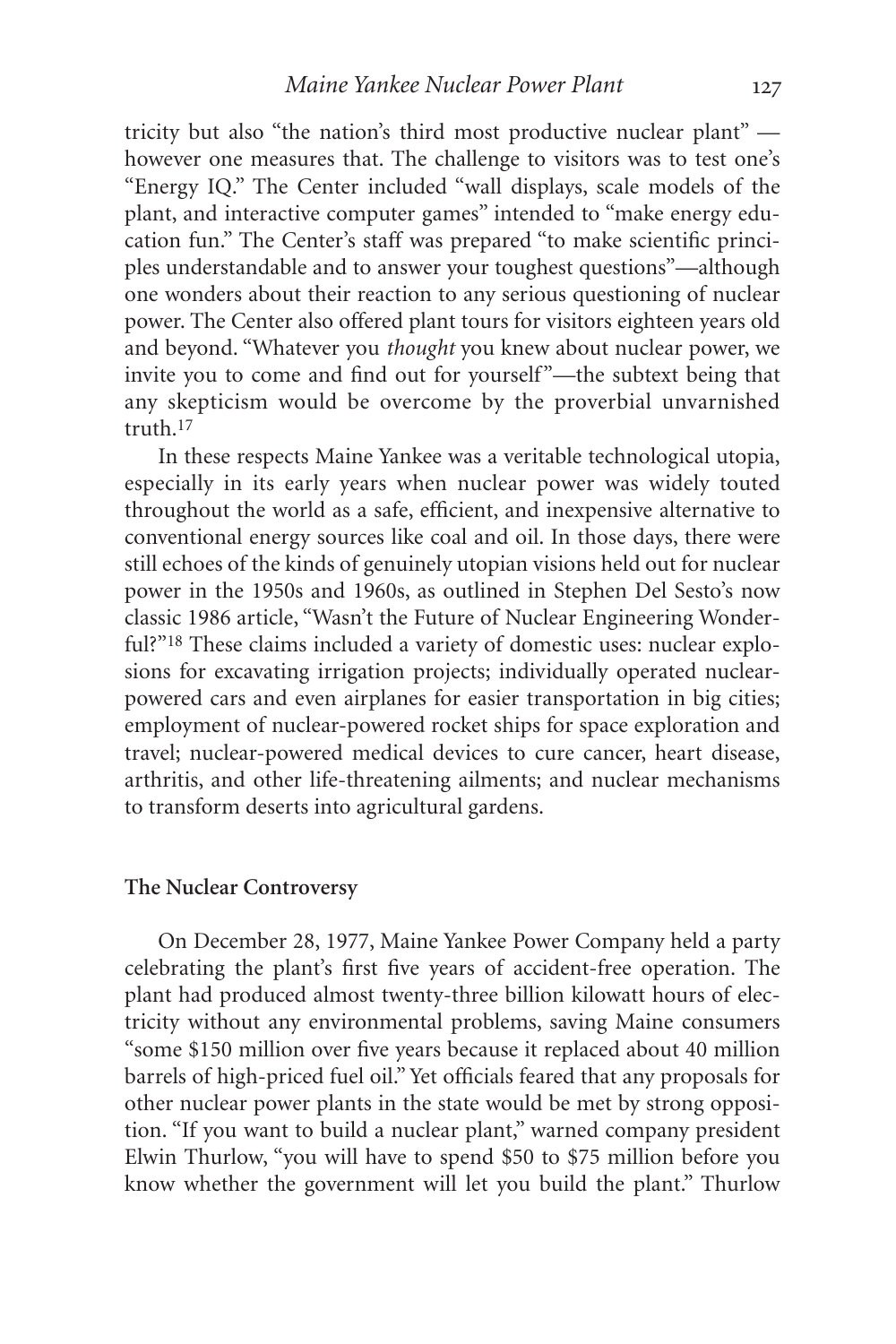tricity but also "the nation's third most productive nuclear plant" — however one measures that. The challenge to visitors was to test one's "Energy IQ." The Center included "wall displays, scale models of the plant, and interactive computer games" intended to "make energy education fun." The Center's staff was prepared "to make scientific principles understandable and to answer your toughest questions"—although one wonders about their reaction to any serious questioning of nuclear power. The Center also offered plant tours for visitors eighteen years old and beyond. "Whatever you *thought* you knew about nuclear power, we invite you to come and find out for yourself"—the subtext being that any skepticism would be overcome by the proverbial unvarnished truth.[17]

In these respects Maine Yankee was a veritable technological utopia, especially in its early years when nuclear power was widely touted throughout the world as a safe, efficient, and inexpensive alternative to conventional energy sources like coal and oil. In those days, there were still echoes of the kinds of genuinely utopian visions held out for nuclear power in the 1950s and 1960s, as outlined in Stephen Del Sesto's now classic 1986 article, "Wasn't the Future of Nuclear Engineering Wonderful?"[18] These claims included a variety of domestic uses: nuclear explosions for excavating irrigation projects; individually operated nuclear-powered cars and even airplanes for easier transportation in big cities; employment of nuclear-powered rocket ships for space exploration and travel; nuclear-powered medical devices to cure cancer, heart disease, arthritis, and other life-threatening ailments; and nuclear mechanisms to transform deserts into agricultural gardens.

## The Nuclear Controversy

On December 28, 1977, Maine Yankee Power Company held a party celebrating the plant's first five years of accident-free operation. The plant had produced almost twenty-three billion kilowatt hours of electricity without any environmental problems, saving Maine consumers "some $150 million over five years because it replaced about 40 million barrels of high-priced fuel oil." Yet officials feared that any proposals for other nuclear power plants in the state would be met by strong opposition. "If you want to build a nuclear plant," warned company president Elwin Thurlow, "you will have to spend $50 to $75 million before you know whether the government will let you build the plant." Thurlow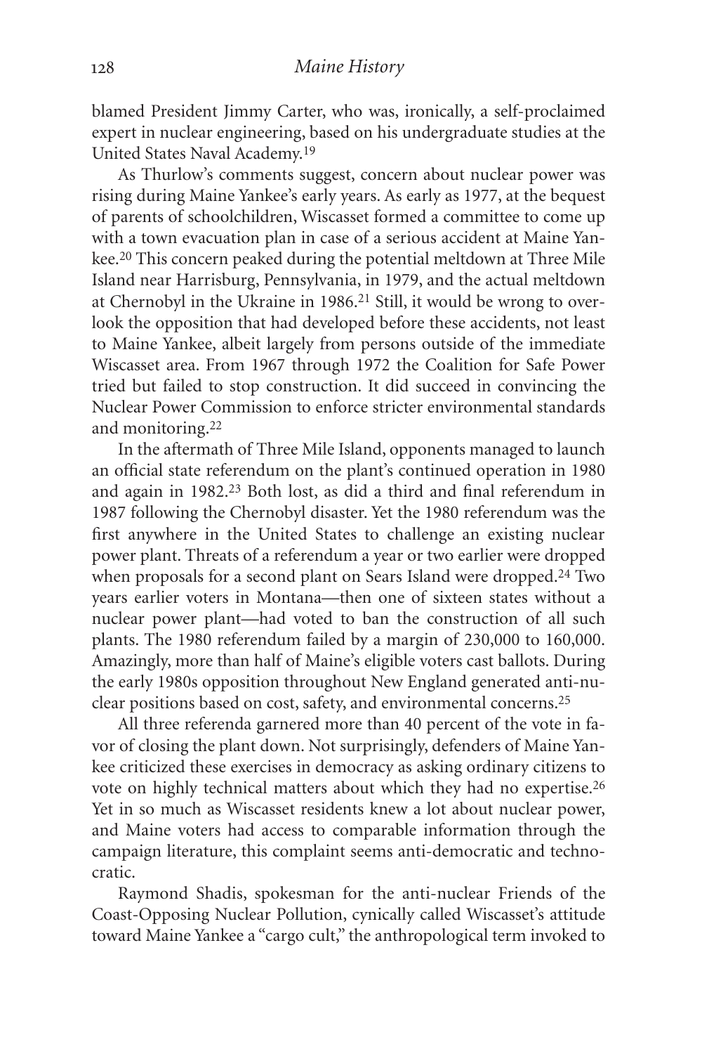blamed President Jimmy Carter, who was, ironically, a self-proclaimed expert in nuclear engineering, based on his undergraduate studies at the United States Naval Academy.[19]

As Thurlow's comments suggest, concern about nuclear power was rising during Maine Yankee's early years. As early as 1977, at the bequest of parents of schoolchildren, Wiscasset formed a committee to come up with a town evacuation plan in case of a serious accident at Maine Yankee.[20] This concern peaked during the potential meltdown at Three Mile Island near Harrisburg, Pennsylvania, in 1979, and the actual meltdown at Chernobyl in the Ukraine in 1986.[21] Still, it would be wrong to overlook the opposition that had developed before these accidents, not least to Maine Yankee, albeit largely from persons outside of the immediate Wiscasset area. From 1967 through 1972 the Coalition for Safe Power tried but failed to stop construction. It did succeed in convincing the Nuclear Power Commission to enforce stricter environmental standards and monitoring.[22]

In the aftermath of Three Mile Island, opponents managed to launch an official state referendum on the plant's continued operation in 1980 and again in 1982.[23] Both lost, as did a third and final referendum in 1987 following the Chernobyl disaster. Yet the 1980 referendum was the first anywhere in the United States to challenge an existing nuclear power plant. Threats of a referendum a year or two earlier were dropped when proposals for a second plant on Sears Island were dropped.[24] Two years earlier voters in Montana—then one of sixteen states without a nuclear power plant—had voted to ban the construction of all such plants. The 1980 referendum failed by a margin of 230,000 to 160,000. Amazingly, more than half of Maine's eligible voters cast ballots. During the early 1980s opposition throughout New England generated anti-nuclear positions based on cost, safety, and environmental concerns.[25]

All three referenda garnered more than 40 percent of the vote in favor of closing the plant down. Not surprisingly, defenders of Maine Yankee criticized these exercises in democracy as asking ordinary citizens to vote on highly technical matters about which they had no expertise.[26] Yet in so much as Wiscasset residents knew a lot about nuclear power, and Maine voters had access to comparable information through the campaign literature, this complaint seems anti-democratic and technocratic.

Raymond Shadis, spokesman for the anti-nuclear Friends of the Coast-Opposing Nuclear Pollution, cynically called Wiscasset's attitude toward Maine Yankee a "cargo cult," the anthropological term invoked to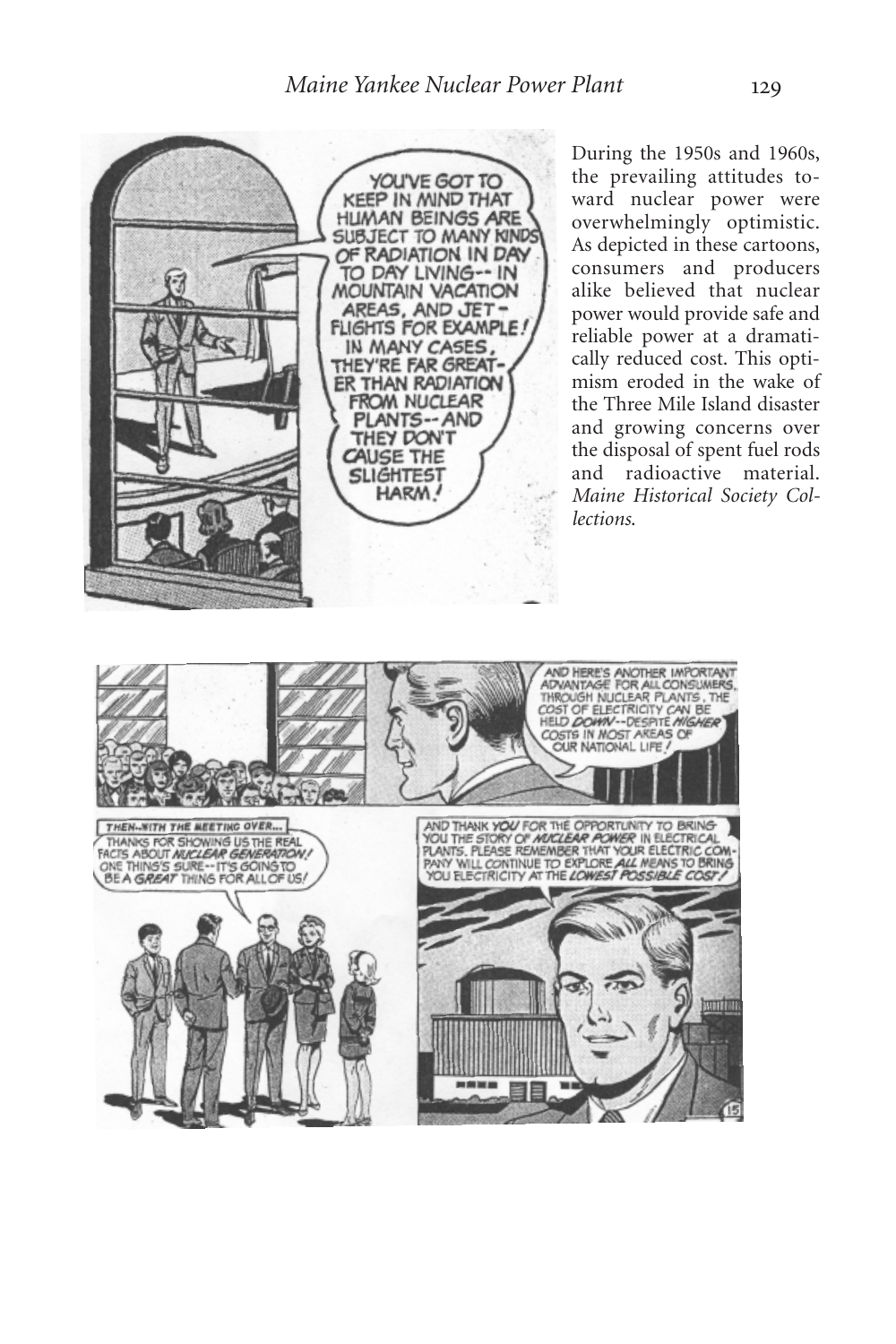During the 1950s and 1960s, the prevailing attitudes toward nuclear power were overwhelmingly optimistic. As depicted in these cartoons, consumers and producers alike believed that nuclear power would provide safe and reliable power at a dramatically reduced cost. This optimism eroded in the wake of the Three Mile Island disaster and growing concerns over the disposal of spent fuel rods and radioactive material. *Maine Historical Society Collections.*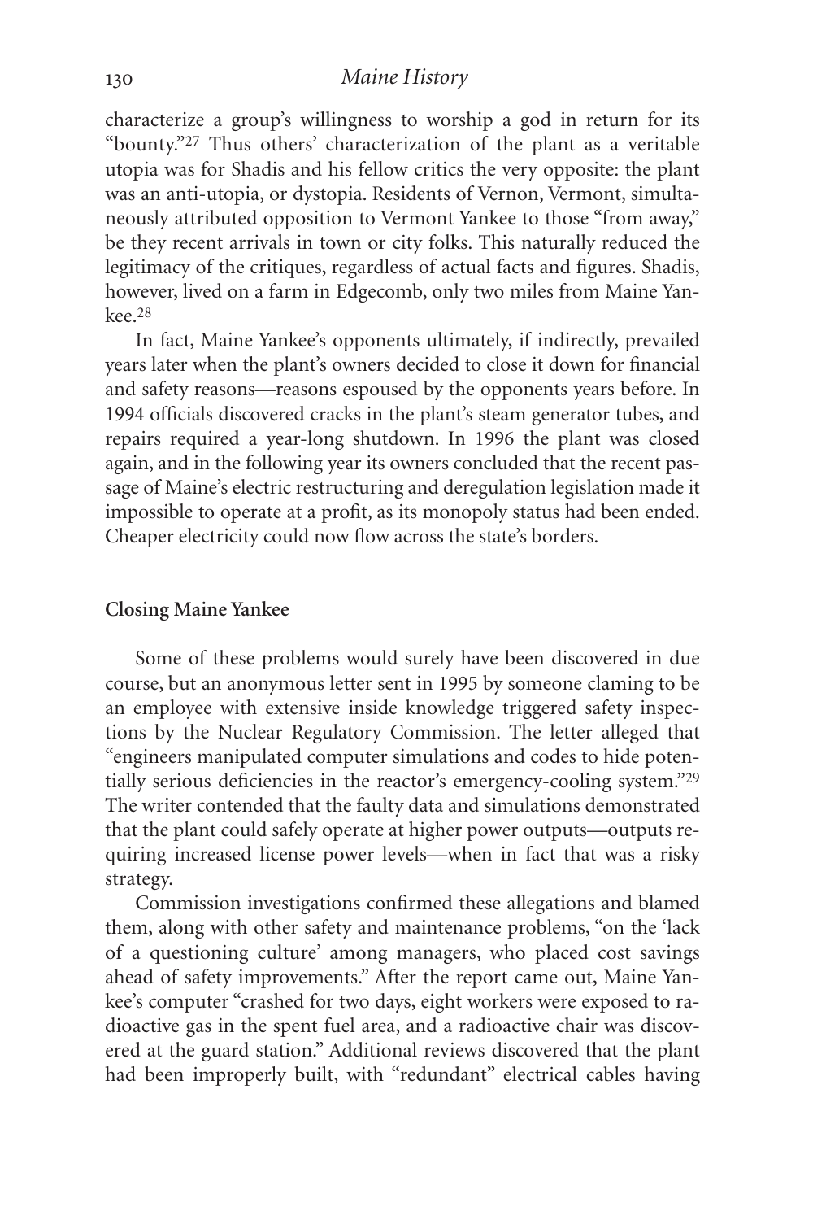characterize a group's willingness to worship a god in return for its "bounty."[27] Thus others' characterization of the plant as a veritable utopia was for Shadis and his fellow critics the very opposite: the plant was an anti-utopia, or dystopia. Residents of Vernon, Vermont, simultaneously attributed opposition to Vermont Yankee to those "from away," be they recent arrivals in town or city folks. This naturally reduced the legitimacy of the critiques, regardless of actual facts and figures. Shadis, however, lived on a farm in Edgecomb, only two miles from Maine Yankee.[28]

In fact, Maine Yankee's opponents ultimately, if indirectly, prevailed years later when the plant's owners decided to close it down for financial and safety reasons—reasons espoused by the opponents years before. In 1994 officials discovered cracks in the plant's steam generator tubes, and repairs required a year-long shutdown. In 1996 the plant was closed again, and in the following year its owners concluded that the recent passage of Maine's electric restructuring and deregulation legislation made it impossible to operate at a profit, as its monopoly status had been ended. Cheaper electricity could now flow across the state's borders.

**Closing Maine Yankee**

Some of these problems would surely have been discovered in due course, but an anonymous letter sent in 1995 by someone claming to be an employee with extensive inside knowledge triggered safety inspections by the Nuclear Regulatory Commission. The letter alleged that "engineers manipulated computer simulations and codes to hide potentially serious deficiencies in the reactor's emergency-cooling system."[29] The writer contended that the faulty data and simulations demonstrated that the plant could safely operate at higher power outputs—outputs requiring increased license power levels—when in fact that was a risky strategy.

Commission investigations confirmed these allegations and blamed them, along with other safety and maintenance problems, "on the 'lack of a questioning culture' among managers, who placed cost savings ahead of safety improvements." After the report came out, Maine Yankee's computer "crashed for two days, eight workers were exposed to radioactive gas in the spent fuel area, and a radioactive chair was discovered at the guard station." Additional reviews discovered that the plant had been improperly built, with "redundant" electrical cables having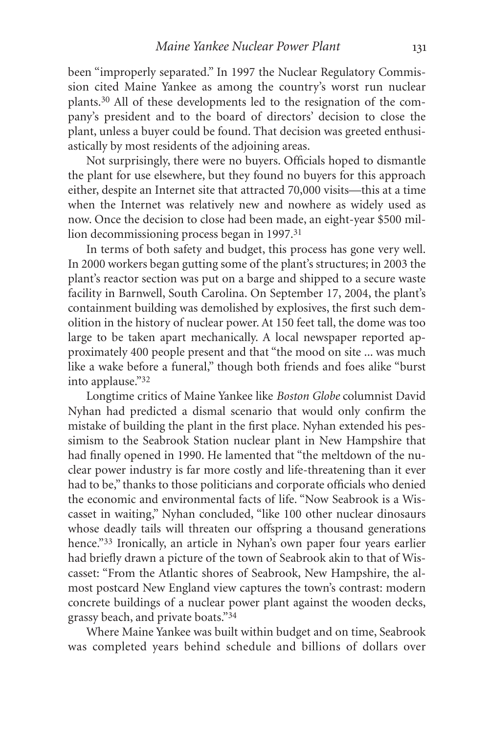been "improperly separated." In 1997 the Nuclear Regulatory Commission cited Maine Yankee as among the country's worst run nuclear plants.[30] All of these developments led to the resignation of the company's president and to the board of directors' decision to close the plant, unless a buyer could be found. That decision was greeted enthusiastically by most residents of the adjoining areas.

Not surprisingly, there were no buyers. Officials hoped to dismantle the plant for use elsewhere, but they found no buyers for this approach either, despite an Internet site that attracted 70,000 visits—this at a time when the Internet was relatively new and nowhere as widely used as now. Once the decision to close had been made, an eight-year $500 million decommissioning process began in 1997.[31]

In terms of both safety and budget, this process has gone very well. In 2000 workers began gutting some of the plant's structures; in 2003 the plant's reactor section was put on a barge and shipped to a secure waste facility in Barnwell, South Carolina. On September 17, 2004, the plant's containment building was demolished by explosives, the first such demolition in the history of nuclear power. At 150 feet tall, the dome was too large to be taken apart mechanically. A local newspaper reported approximately 400 people present and that "the mood on site ... was much like a wake before a funeral," though both friends and foes alike "burst into applause."[32]

Longtime critics of Maine Yankee like *Boston Globe* columnist David Nyhan had predicted a dismal scenario that would only confirm the mistake of building the plant in the first place. Nyhan extended his pessimism to the Seabrook Station nuclear plant in New Hampshire that had finally opened in 1990. He lamented that "the meltdown of the nuclear power industry is far more costly and life-threatening than it ever had to be," thanks to those politicians and corporate officials who denied the economic and environmental facts of life. "Now Seabrook is a Wiscasset in waiting," Nyhan concluded, "like 100 other nuclear dinosaurs whose deadly tails will threaten our offspring a thousand generations hence."[33] Ironically, an article in Nyhan's own paper four years earlier had briefly drawn a picture of the town of Seabrook akin to that of Wiscasset: "From the Atlantic shores of Seabrook, New Hampshire, the almost postcard New England view captures the town's contrast: modern concrete buildings of a nuclear power plant against the wooden decks, grassy beach, and private boats."[34]

Where Maine Yankee was built within budget and on time, Seabrook was completed years behind schedule and billions of dollars over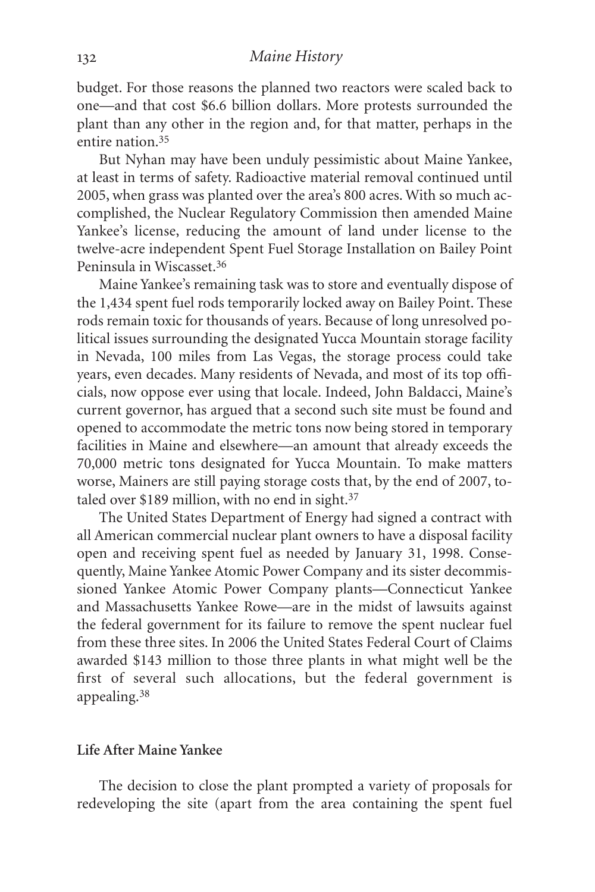budget. For those reasons the planned two reactors were scaled back to one—and that cost $6.6 billion dollars. More protests surrounded the plant than any other in the region and, for that matter, perhaps in the entire nation.[35]

But Nyhan may have been unduly pessimistic about Maine Yankee, at least in terms of safety. Radioactive material removal continued until 2005, when grass was planted over the area's 800 acres. With so much accomplished, the Nuclear Regulatory Commission then amended Maine Yankee's license, reducing the amount of land under license to the twelve-acre independent Spent Fuel Storage Installation on Bailey Point Peninsula in Wiscasset.[36]

Maine Yankee's remaining task was to store and eventually dispose of the 1,434 spent fuel rods temporarily locked away on Bailey Point. These rods remain toxic for thousands of years. Because of long unresolved political issues surrounding the designated Yucca Mountain storage facility in Nevada, 100 miles from Las Vegas, the storage process could take years, even decades. Many residents of Nevada, and most of its top officials, now oppose ever using that locale. Indeed, John Baldacci, Maine's current governor, has argued that a second such site must be found and opened to accommodate the metric tons now being stored in temporary facilities in Maine and elsewhere—an amount that already exceeds the 70,000 metric tons designated for Yucca Mountain. To make matters worse, Mainers are still paying storage costs that, by the end of 2007, totaled over $189 million, with no end in sight.[37]

The United States Department of Energy had signed a contract with all American commercial nuclear plant owners to have a disposal facility open and receiving spent fuel as needed by January 31, 1998. Consequently, Maine Yankee Atomic Power Company and its sister decommissioned Yankee Atomic Power Company plants—Connecticut Yankee and Massachusetts Yankee Rowe—are in the midst of lawsuits against the federal government for its failure to remove the spent nuclear fuel from these three sites. In 2006 the United States Federal Court of Claims awarded $143 million to those three plants in what might well be the first of several such allocations, but the federal government is appealing.[38]

## Life After Maine Yankee

The decision to close the plant prompted a variety of proposals for redeveloping the site (apart from the area containing the spent fuel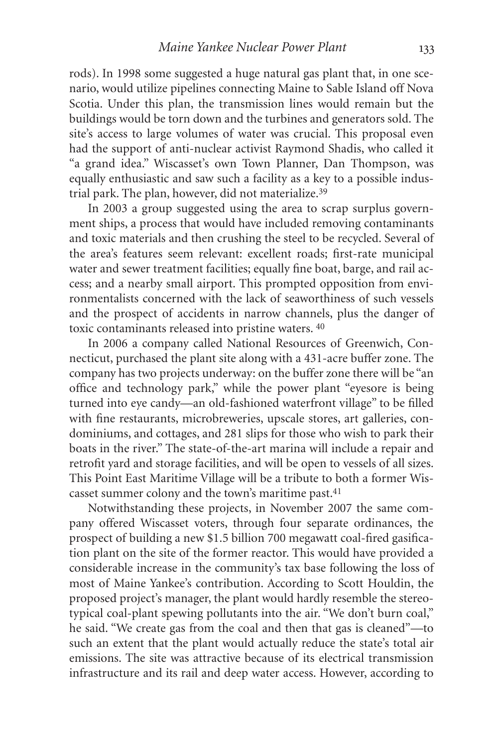rods). In 1998 some suggested a huge natural gas plant that, in one scenario, would utilize pipelines connecting Maine to Sable Island off Nova Scotia. Under this plan, the transmission lines would remain but the buildings would be torn down and the turbines and generators sold. The site's access to large volumes of water was crucial. This proposal even had the support of anti-nuclear activist Raymond Shadis, who called it "a grand idea." Wiscasset's own Town Planner, Dan Thompson, was equally enthusiastic and saw such a facility as a key to a possible industrial park. The plan, however, did not materialize.[39]

In 2003 a group suggested using the area to scrap surplus government ships, a process that would have included removing contaminants and toxic materials and then crushing the steel to be recycled. Several of the area's features seem relevant: excellent roads; first-rate municipal water and sewer treatment facilities; equally fine boat, barge, and rail access; and a nearby small airport. This prompted opposition from environmentalists concerned with the lack of seaworthiness of such vessels and the prospect of accidents in narrow channels, plus the danger of toxic contaminants released into pristine waters. [40]

In 2006 a company called National Resources of Greenwich, Connecticut, purchased the plant site along with a 431-acre buffer zone. The company has two projects underway: on the buffer zone there will be "an office and technology park," while the power plant "eyesore is being turned into eye candy—an old-fashioned waterfront village" to be filled with fine restaurants, microbreweries, upscale stores, art galleries, condominiums, and cottages, and 281 slips for those who wish to park their boats in the river." The state-of-the-art marina will include a repair and retrofit yard and storage facilities, and will be open to vessels of all sizes. This Point East Maritime Village will be a tribute to both a former Wiscasset summer colony and the town's maritime past.[41]

Notwithstanding these projects, in November 2007 the same company offered Wiscasset voters, through four separate ordinances, the prospect of building a new $1.5 billion 700 megawatt coal-fired gasification plant on the site of the former reactor. This would have provided a considerable increase in the community's tax base following the loss of most of Maine Yankee's contribution. According to Scott Houldin, the proposed project's manager, the plant would hardly resemble the stereotypical coal-plant spewing pollutants into the air. "We don't burn coal," he said. "We create gas from the coal and then that gas is cleaned"—to such an extent that the plant would actually reduce the state's total air emissions. The site was attractive because of its electrical transmission infrastructure and its rail and deep water access. However, according to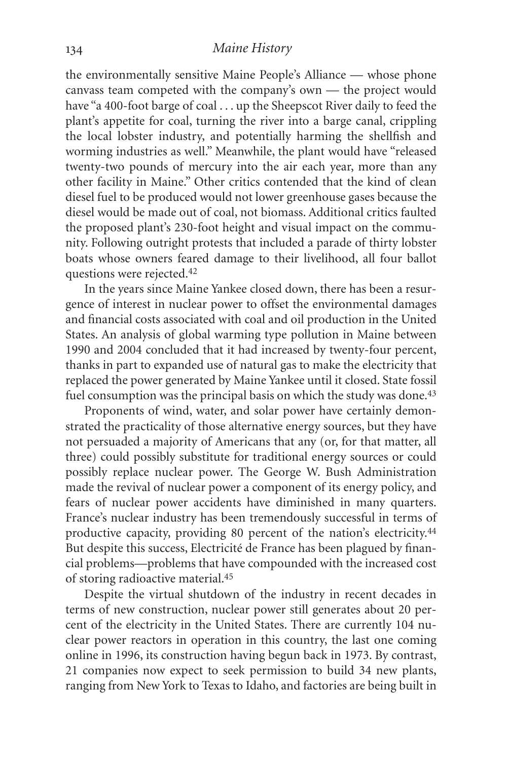the environmentally sensitive Maine People's Alliance — whose phone canvass team competed with the company's own — the project would have "a 400-foot barge of coal . . . up the Sheepscot River daily to feed the plant's appetite for coal, turning the river into a barge canal, crippling the local lobster industry, and potentially harming the shellfish and worming industries as well." Meanwhile, the plant would have "released twenty-two pounds of mercury into the air each year, more than any other facility in Maine." Other critics contended that the kind of clean diesel fuel to be produced would not lower greenhouse gases because the diesel would be made out of coal, not biomass. Additional critics faulted the proposed plant's 230-foot height and visual impact on the community. Following outright protests that included a parade of thirty lobster boats whose owners feared damage to their livelihood, all four ballot questions were rejected.[42]

In the years since Maine Yankee closed down, there has been a resurgence of interest in nuclear power to offset the environmental damages and financial costs associated with coal and oil production in the United States. An analysis of global warming type pollution in Maine between 1990 and 2004 concluded that it had increased by twenty-four percent, thanks in part to expanded use of natural gas to make the electricity that replaced the power generated by Maine Yankee until it closed. State fossil fuel consumption was the principal basis on which the study was done.[43]

Proponents of wind, water, and solar power have certainly demonstrated the practicality of those alternative energy sources, but they have not persuaded a majority of Americans that any (or, for that matter, all three) could possibly substitute for traditional energy sources or could possibly replace nuclear power. The George W. Bush Administration made the revival of nuclear power a component of its energy policy, and fears of nuclear power accidents have diminished in many quarters. France's nuclear industry has been tremendously successful in terms of productive capacity, providing 80 percent of the nation's electricity.[44] But despite this success, Electricité de France has been plagued by financial problems—problems that have compounded with the increased cost of storing radioactive material.[45]

Despite the virtual shutdown of the industry in recent decades in terms of new construction, nuclear power still generates about 20 percent of the electricity in the United States. There are currently 104 nuclear power reactors in operation in this country, the last one coming online in 1996, its construction having begun back in 1973. By contrast, 21 companies now expect to seek permission to build 34 new plants, ranging from New York to Texas to Idaho, and factories are being built in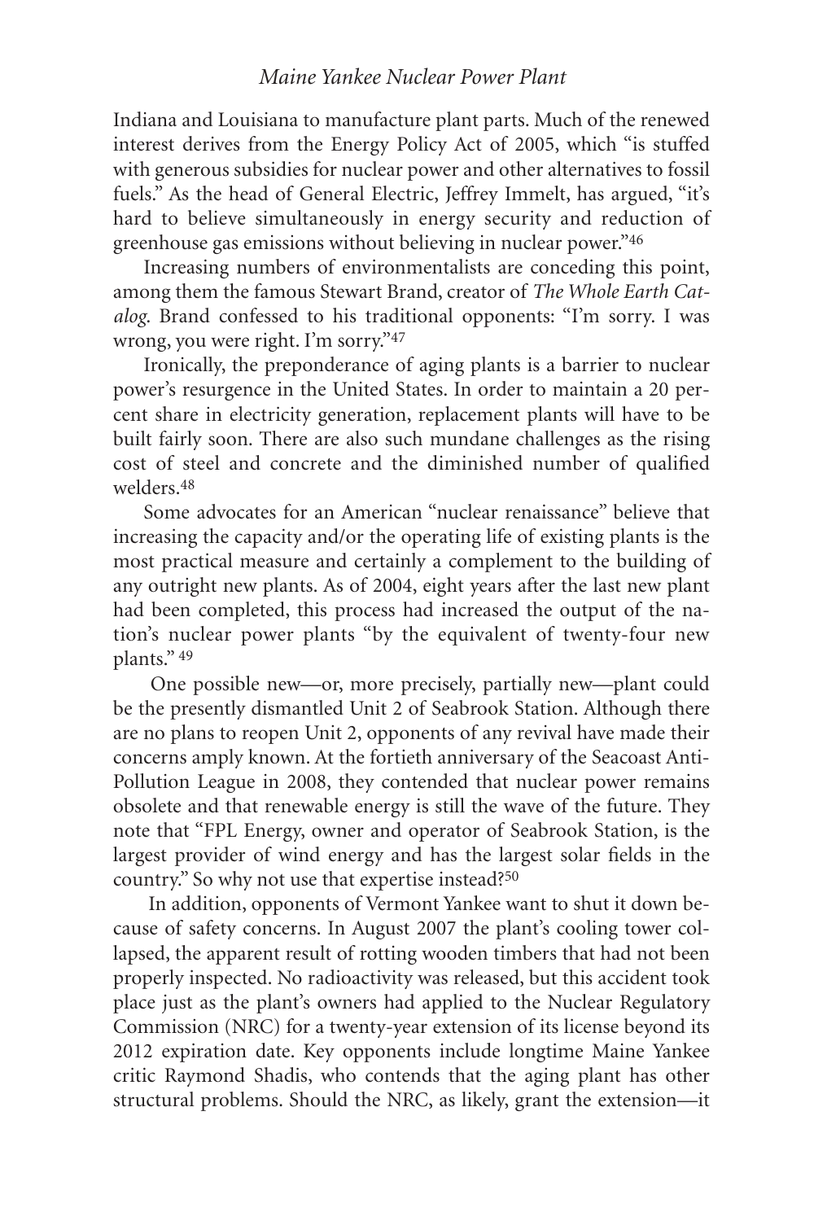Indiana and Louisiana to manufacture plant parts. Much of the renewed interest derives from the Energy Policy Act of 2005, which "is stuffed with generous subsidies for nuclear power and other alternatives to fossil fuels." As the head of General Electric, Jeffrey Immelt, has argued, "it's hard to believe simultaneously in energy security and reduction of greenhouse gas emissions without believing in nuclear power."[46]

Increasing numbers of environmentalists are conceding this point, among them the famous Stewart Brand, creator of *The Whole Earth Catalog*. Brand confessed to his traditional opponents: "I'm sorry. I was wrong, you were right. I'm sorry."[47]

Ironically, the preponderance of aging plants is a barrier to nuclear power's resurgence in the United States. In order to maintain a 20 percent share in electricity generation, replacement plants will have to be built fairly soon. There are also such mundane challenges as the rising cost of steel and concrete and the diminished number of qualified welders.[48]

Some advocates for an American "nuclear renaissance" believe that increasing the capacity and/or the operating life of existing plants is the most practical measure and certainly a complement to the building of any outright new plants. As of 2004, eight years after the last new plant had been completed, this process had increased the output of the nation's nuclear power plants "by the equivalent of twenty-four new plants."[49]

One possible new—or, more precisely, partially new—plant could be the presently dismantled Unit 2 of Seabrook Station. Although there are no plans to reopen Unit 2, opponents of any revival have made their concerns amply known. At the fortieth anniversary of the Seacoast Anti-Pollution League in 2008, they contended that nuclear power remains obsolete and that renewable energy is still the wave of the future. They note that "FPL Energy, owner and operator of Seabrook Station, is the largest provider of wind energy and has the largest solar fields in the country." So why not use that expertise instead?[50]

In addition, opponents of Vermont Yankee want to shut it down because of safety concerns. In August 2007 the plant's cooling tower collapsed, the apparent result of rotting wooden timbers that had not been properly inspected. No radioactivity was released, but this accident took place just as the plant's owners had applied to the Nuclear Regulatory Commission (NRC) for a twenty-year extension of its license beyond its 2012 expiration date. Key opponents include longtime Maine Yankee critic Raymond Shadis, who contends that the aging plant has other structural problems. Should the NRC, as likely, grant the extension—it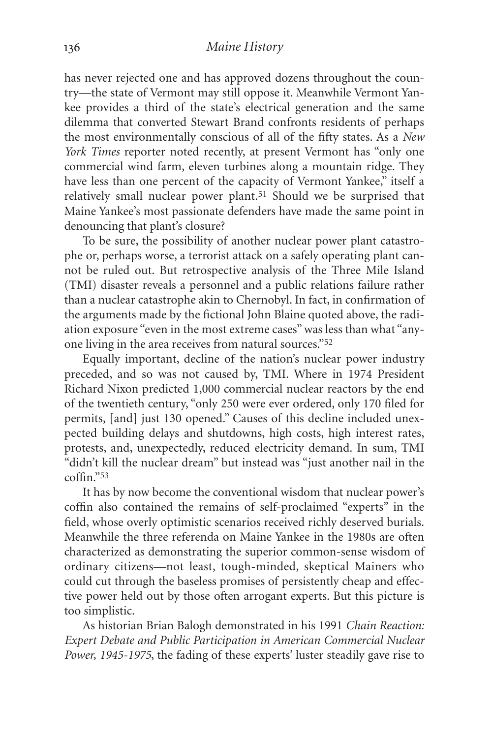has never rejected one and has approved dozens throughout the country—the state of Vermont may still oppose it. Meanwhile Vermont Yankee provides a third of the state's electrical generation and the same dilemma that converted Stewart Brand confronts residents of perhaps the most environmentally conscious of all of the fifty states. As a *New York Times* reporter noted recently, at present Vermont has "only one commercial wind farm, eleven turbines along a mountain ridge. They have less than one percent of the capacity of Vermont Yankee," itself a relatively small nuclear power plant.[51] Should we be surprised that Maine Yankee's most passionate defenders have made the same point in denouncing that plant's closure?

To be sure, the possibility of another nuclear power plant catastrophe or, perhaps worse, a terrorist attack on a safely operating plant cannot be ruled out. But retrospective analysis of the Three Mile Island (TMI) disaster reveals a personnel and a public relations failure rather than a nuclear catastrophe akin to Chernobyl. In fact, in confirmation of the arguments made by the fictional John Blaine quoted above, the radiation exposure "even in the most extreme cases" was less than what "anyone living in the area receives from natural sources."[52]

Equally important, decline of the nation's nuclear power industry preceded, and so was not caused by, TMI. Where in 1974 President Richard Nixon predicted 1,000 commercial nuclear reactors by the end of the twentieth century, "only 250 were ever ordered, only 170 filed for permits, [and] just 130 opened." Causes of this decline included unexpected building delays and shutdowns, high costs, high interest rates, protests, and, unexpectedly, reduced electricity demand. In sum, TMI "didn't kill the nuclear dream" but instead was "just another nail in the coffin."[53]

It has by now become the conventional wisdom that nuclear power's coffin also contained the remains of self-proclaimed "experts" in the field, whose overly optimistic scenarios received richly deserved burials. Meanwhile the three referenda on Maine Yankee in the 1980s are often characterized as demonstrating the superior common-sense wisdom of ordinary citizens—not least, tough-minded, skeptical Mainers who could cut through the baseless promises of persistently cheap and effective power held out by those often arrogant experts. But this picture is too simplistic.

As historian Brian Balogh demonstrated in his 1991 *Chain Reaction: Expert Debate and Public Participation in American Commercial Nuclear Power, 1945-1975*, the fading of these experts' luster steadily gave rise to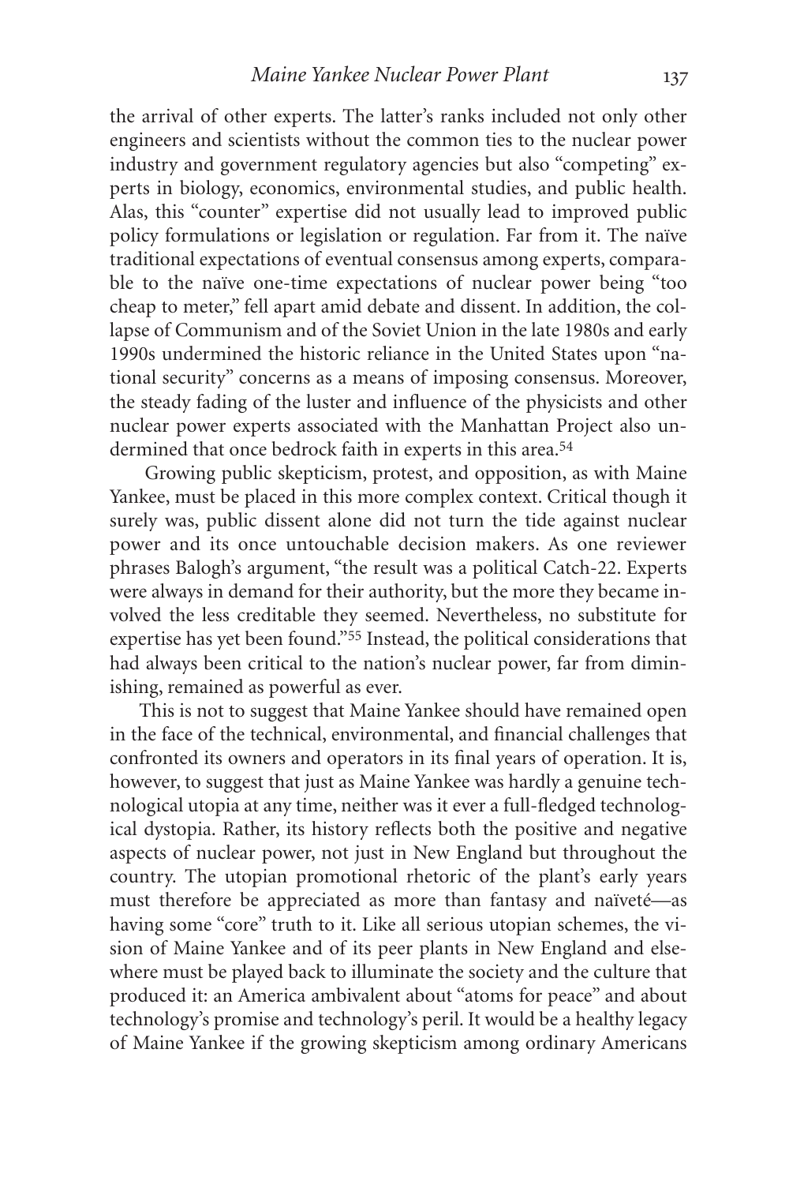the arrival of other experts. The latter's ranks included not only other engineers and scientists without the common ties to the nuclear power industry and government regulatory agencies but also "competing" experts in biology, economics, environmental studies, and public health. Alas, this "counter" expertise did not usually lead to improved public policy formulations or legislation or regulation. Far from it. The naïve traditional expectations of eventual consensus among experts, comparable to the naïve one-time expectations of nuclear power being "too cheap to meter," fell apart amid debate and dissent. In addition, the collapse of Communism and of the Soviet Union in the late 1980s and early 1990s undermined the historic reliance in the United States upon "national security" concerns as a means of imposing consensus. Moreover, the steady fading of the luster and influence of the physicists and other nuclear power experts associated with the Manhattan Project also undermined that once bedrock faith in experts in this area.[54]

Growing public skepticism, protest, and opposition, as with Maine Yankee, must be placed in this more complex context. Critical though it surely was, public dissent alone did not turn the tide against nuclear power and its once untouchable decision makers. As one reviewer phrases Balogh's argument, "the result was a political Catch-22. Experts were always in demand for their authority, but the more they became involved the less creditable they seemed. Nevertheless, no substitute for expertise has yet been found."[55] Instead, the political considerations that had always been critical to the nation's nuclear power, far from diminishing, remained as powerful as ever.

This is not to suggest that Maine Yankee should have remained open in the face of the technical, environmental, and financial challenges that confronted its owners and operators in its final years of operation. It is, however, to suggest that just as Maine Yankee was hardly a genuine technological utopia at any time, neither was it ever a full-fledged technological dystopia. Rather, its history reflects both the positive and negative aspects of nuclear power, not just in New England but throughout the country. The utopian promotional rhetoric of the plant's early years must therefore be appreciated as more than fantasy and naïveté—as having some "core" truth to it. Like all serious utopian schemes, the vision of Maine Yankee and of its peer plants in New England and elsewhere must be played back to illuminate the society and the culture that produced it: an America ambivalent about "atoms for peace" and about technology's promise and technology's peril. It would be a healthy legacy of Maine Yankee if the growing skepticism among ordinary Americans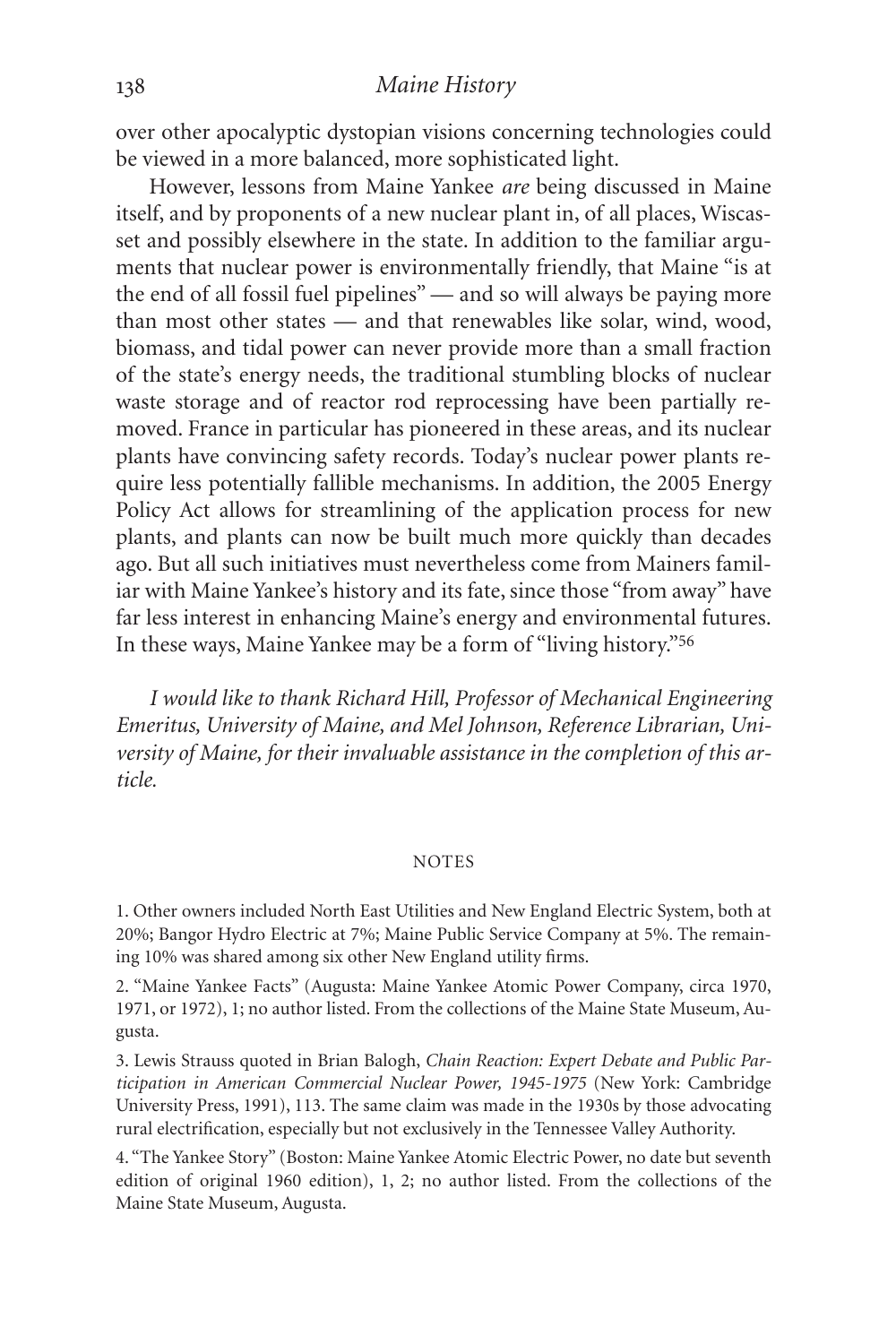over other apocalyptic dystopian visions concerning technologies could be viewed in a more balanced, more sophisticated light.

However, lessons from Maine Yankee *are* being discussed in Maine itself, and by proponents of a new nuclear plant in, of all places, Wiscasset and possibly elsewhere in the state. In addition to the familiar arguments that nuclear power is environmentally friendly, that Maine "is at the end of all fossil fuel pipelines" — and so will always be paying more than most other states — and that renewables like solar, wind, wood, biomass, and tidal power can never provide more than a small fraction of the state's energy needs, the traditional stumbling blocks of nuclear waste storage and of reactor rod reprocessing have been partially removed. France in particular has pioneered in these areas, and its nuclear plants have convincing safety records. Today's nuclear power plants require less potentially fallible mechanisms. In addition, the 2005 Energy Policy Act allows for streamlining of the application process for new plants, and plants can now be built much more quickly than decades ago. But all such initiatives must nevertheless come from Mainers familiar with Maine Yankee's history and its fate, since those "from away" have far less interest in enhancing Maine's energy and environmental futures. In these ways, Maine Yankee may be a form of "living history."[56]

*I would like to thank Richard Hill, Professor of Mechanical Engineering Emeritus, University of Maine, and Mel Johnson, Reference Librarian, University of Maine, for their invaluable assistance in the completion of this article.*

## NOTES

1. Other owners included North East Utilities and New England Electric System, both at 20%; Bangor Hydro Electric at 7%; Maine Public Service Company at 5%. The remaining 10% was shared among six other New England utility firms.

2. "Maine Yankee Facts" (Augusta: Maine Yankee Atomic Power Company, circa 1970, 1971, or 1972), 1; no author listed. From the collections of the Maine State Museum, Augusta.

3. Lewis Strauss quoted in Brian Balogh, *Chain Reaction: Expert Debate and Public Participation in American Commercial Nuclear Power, 1945-1975* (New York: Cambridge University Press, 1991), 113. The same claim was made in the 1930s by those advocating rural electrification, especially but not exclusively in the Tennessee Valley Authority.

4. "The Yankee Story" (Boston: Maine Yankee Atomic Electric Power, no date but seventh edition of original 1960 edition), 1, 2; no author listed. From the collections of the Maine State Museum, Augusta.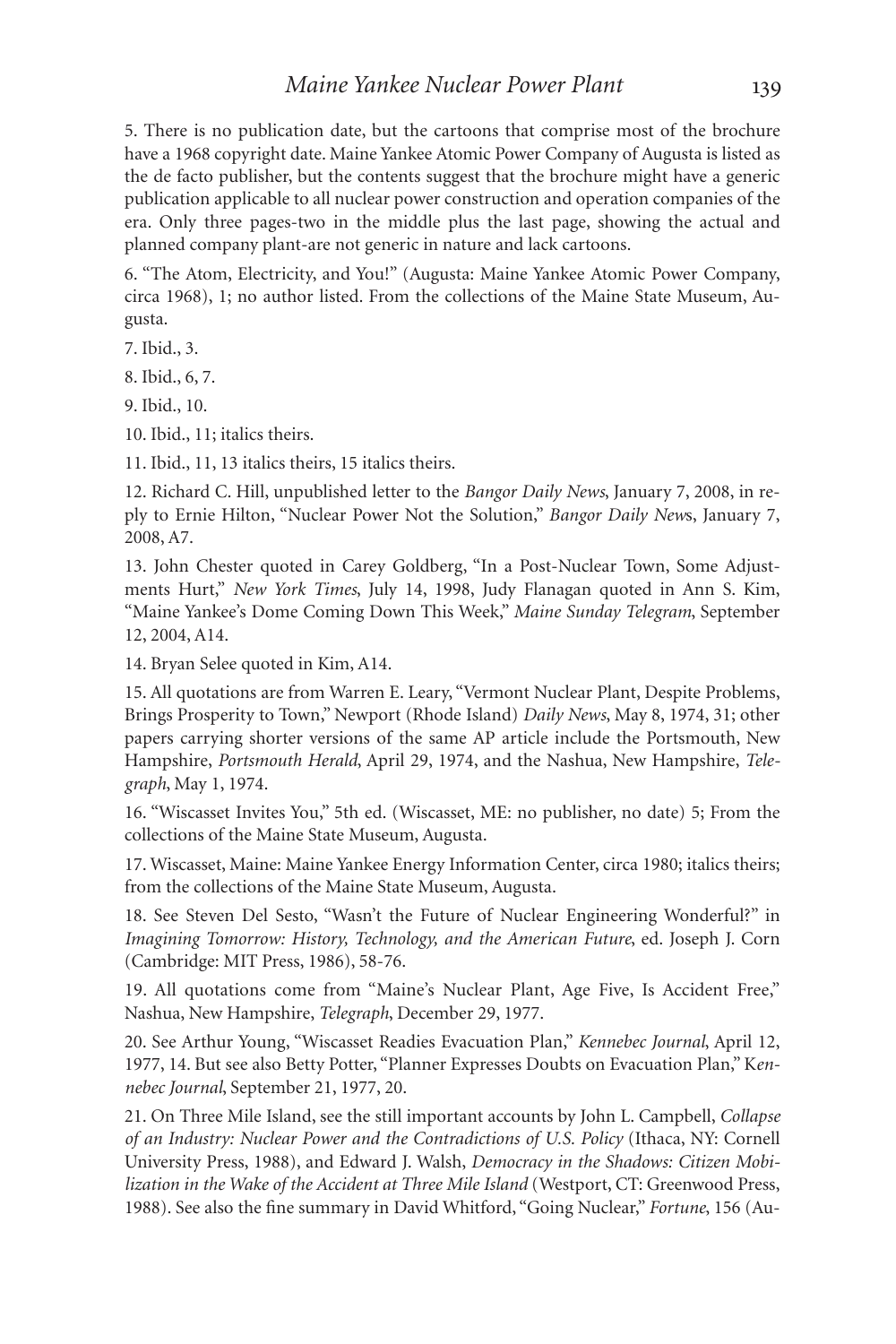5. There is no publication date, but the cartoons that comprise most of the brochure have a 1968 copyright date. Maine Yankee Atomic Power Company of Augusta is listed as the de facto publisher, but the contents suggest that the brochure might have a generic publication applicable to all nuclear power construction and operation companies of the era. Only three pages-two in the middle plus the last page, showing the actual and planned company plant-are not generic in nature and lack cartoons.

6. "The Atom, Electricity, and You!" (Augusta: Maine Yankee Atomic Power Company, circa 1968), 1; no author listed. From the collections of the Maine State Museum, Augusta.

7. Ibid., 3.

8. Ibid., 6, 7.

9. Ibid., 10.

10. Ibid., 11; italics theirs.

11. Ibid., 11, 13 italics theirs, 15 italics theirs.

12. Richard C. Hill, unpublished letter to the *Bangor Daily News*, January 7, 2008, in reply to Ernie Hilton, "Nuclear Power Not the Solution," *Bangor Daily New*s, January 7, 2008, A7.

13. John Chester quoted in Carey Goldberg, "In a Post-Nuclear Town, Some Adjustments Hurt," *New York Times*, July 14, 1998, Judy Flanagan quoted in Ann S. Kim, "Maine Yankee's Dome Coming Down This Week," *Maine Sunday Telegram*, September 12, 2004, A14.

14. Bryan Selee quoted in Kim, A14.

15. All quotations are from Warren E. Leary, "Vermont Nuclear Plant, Despite Problems, Brings Prosperity to Town," Newport (Rhode Island) *Daily News*, May 8, 1974, 31; other papers carrying shorter versions of the same AP article include the Portsmouth, New Hampshire, *Portsmouth Herald*, April 29, 1974, and the Nashua, New Hampshire, *Telegraph*, May 1, 1974.

16. "Wiscasset Invites You," 5th ed. (Wiscasset, ME: no publisher, no date) 5; From the collections of the Maine State Museum, Augusta.

17. Wiscasset, Maine: Maine Yankee Energy Information Center, circa 1980; italics theirs; from the collections of the Maine State Museum, Augusta.

18. See Steven Del Sesto, "Wasn't the Future of Nuclear Engineering Wonderful?" in *Imagining Tomorrow: History, Technology, and the American Future*, ed. Joseph J. Corn (Cambridge: MIT Press, 1986), 58-76.

19. All quotations come from "Maine's Nuclear Plant, Age Five, Is Accident Free," Nashua, New Hampshire, *Telegraph*, December 29, 1977.

20. See Arthur Young, "Wiscasset Readies Evacuation Plan," *Kennebec Journal*, April 12, 1977, 14. But see also Betty Potter, "Planner Expresses Doubts on Evacuation Plan," K*ennebec Journal*, September 21, 1977, 20.

21. On Three Mile Island, see the still important accounts by John L. Campbell, *Collapse of an Industry: Nuclear Power and the Contradictions of U.S. Policy* (Ithaca, NY: Cornell University Press, 1988), and Edward J. Walsh, *Democracy in the Shadows: Citizen Mobilization in the Wake of the Accident at Three Mile Island* (Westport, CT: Greenwood Press, 1988). See also the fine summary in David Whitford, "Going Nuclear," *Fortune*, 156 (Au-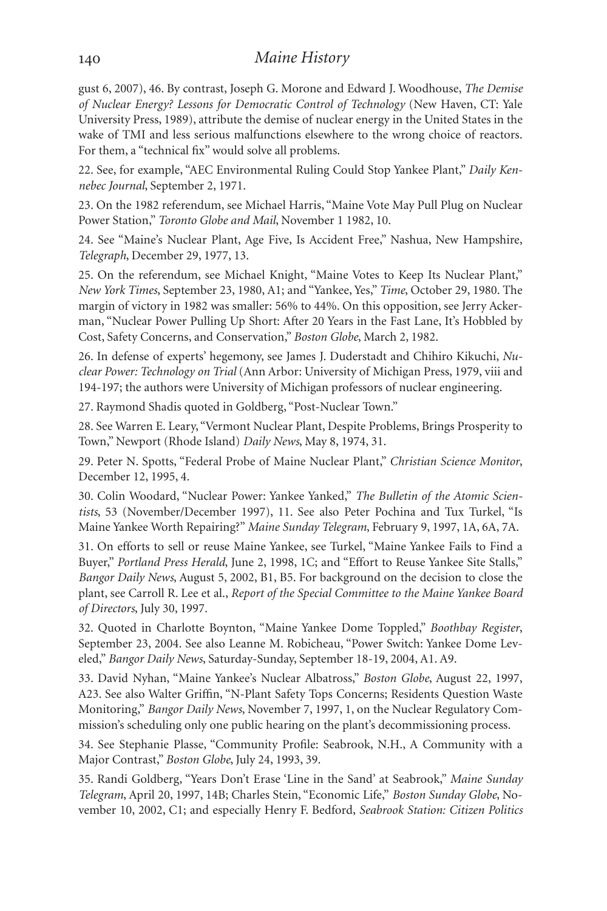gust 6, 2007), 46. By contrast, Joseph G. Morone and Edward J. Woodhouse, *The Demise of Nuclear Energy? Lessons for Democratic Control of Technology* (New Haven, CT: Yale University Press, 1989), attribute the demise of nuclear energy in the United States in the wake of TMI and less serious malfunctions elsewhere to the wrong choice of reactors. For them, a "technical fix" would solve all problems.

22. See, for example, "AEC Environmental Ruling Could Stop Yankee Plant," *Daily Kennebec Journal*, September 2, 1971.

23. On the 1982 referendum, see Michael Harris, "Maine Vote May Pull Plug on Nuclear Power Station," *Toronto Globe and Mail*, November 1 1982, 10.

24. See "Maine's Nuclear Plant, Age Five, Is Accident Free," Nashua, New Hampshire, *Telegraph*, December 29, 1977, 13.

25. On the referendum, see Michael Knight, "Maine Votes to Keep Its Nuclear Plant," *New York Times*, September 23, 1980, A1; and "Yankee, Yes," *Time*, October 29, 1980. The margin of victory in 1982 was smaller: 56% to 44%. On this opposition, see Jerry Ackerman, "Nuclear Power Pulling Up Short: After 20 Years in the Fast Lane, It's Hobbled by Cost, Safety Concerns, and Conservation," *Boston Globe*, March 2, 1982.

26. In defense of experts' hegemony, see James J. Duderstadt and Chihiro Kikuchi, *Nuclear Power: Technology on Trial* (Ann Arbor: University of Michigan Press, 1979, viii and 194-197; the authors were University of Michigan professors of nuclear engineering.

27. Raymond Shadis quoted in Goldberg, "Post-Nuclear Town."

28. See Warren E. Leary, "Vermont Nuclear Plant, Despite Problems, Brings Prosperity to Town," Newport (Rhode Island) *Daily News*, May 8, 1974, 31.

29. Peter N. Spotts, "Federal Probe of Maine Nuclear Plant," *Christian Science Monitor*, December 12, 1995, 4.

30. Colin Woodard, "Nuclear Power: Yankee Yanked," *The Bulletin of the Atomic Scientists*, 53 (November/December 1997), 11. See also Peter Pochina and Tux Turkel, "Is Maine Yankee Worth Repairing?" *Maine Sunday Telegram*, February 9, 1997, 1A, 6A, 7A.

31. On efforts to sell or reuse Maine Yankee, see Turkel, "Maine Yankee Fails to Find a Buyer," *Portland Press Herald*, June 2, 1998, 1C; and "Effort to Reuse Yankee Site Stalls," *Bangor Daily News*, August 5, 2002, B1, B5. For background on the decision to close the plant, see Carroll R. Lee et al., *Report of the Special Committee to the Maine Yankee Board of Directors*, July 30, 1997.

32. Quoted in Charlotte Boynton, "Maine Yankee Dome Toppled," *Boothbay Register*, September 23, 2004. See also Leanne M. Robicheau, "Power Switch: Yankee Dome Leveled," *Bangor Daily News*, Saturday-Sunday, September 18-19, 2004, A1. A9.

33. David Nyhan, "Maine Yankee's Nuclear Albatross," *Boston Globe*, August 22, 1997, A23. See also Walter Griffin, "N-Plant Safety Tops Concerns; Residents Question Waste Monitoring," *Bangor Daily News*, November 7, 1997, 1, on the Nuclear Regulatory Commission's scheduling only one public hearing on the plant's decommissioning process.

34. See Stephanie Plasse, "Community Profile: Seabrook, N.H., A Community with a Major Contrast," *Boston Globe*, July 24, 1993, 39.

35. Randi Goldberg, "Years Don't Erase 'Line in the Sand' at Seabrook," *Maine Sunday Telegram*, April 20, 1997, 14B; Charles Stein, "Economic Life," *Boston Sunday Globe*, November 10, 2002, C1; and especially Henry F. Bedford, *Seabrook Station: Citizen Politics*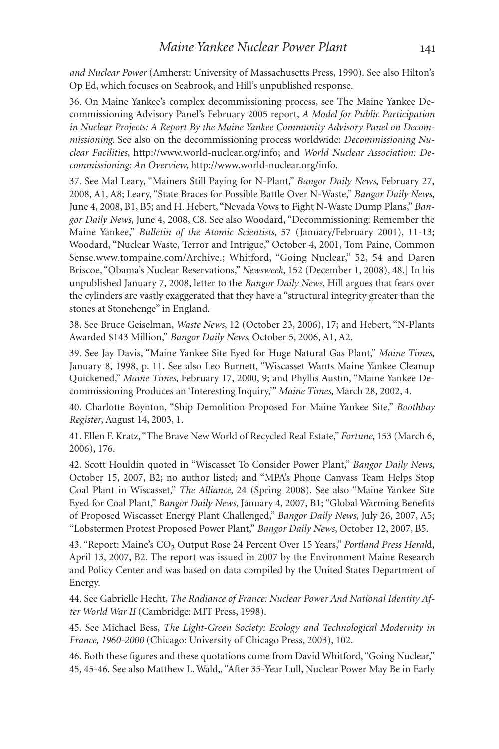*and Nuclear Power* (Amherst: University of Massachusetts Press, 1990). See also Hilton's Op Ed, which focuses on Seabrook, and Hill's unpublished response.

36. On Maine Yankee's complex decommissioning process, see The Maine Yankee Decommissioning Advisory Panel's February 2005 report, *A Model for Public Participation in Nuclear Projects: A Report By the Maine Yankee Community Advisory Panel on Decommissioning*. See also on the decommissioning process worldwide: *Decommissioning Nuclear Facilities*, http://www.world-nuclear.org/info; and *World Nuclear Association: Decommissioning: An Overview*, http://www.world-nuclear.org/info.

37. See Mal Leary, "Mainers Still Paying for N-Plant," *Bangor Daily News*, February 27, 2008, A1, A8; Leary, "State Braces for Possible Battle Over N-Waste," *Bangor Daily News*, June 4, 2008, B1, B5; and H. Hebert, "Nevada Vows to Fight N-Waste Dump Plans," *Bangor Daily News*, June 4, 2008, C8. See also Woodard, "Decommissioning: Remember the Maine Yankee," *Bulletin of the Atomic Scientists*, 57 (January/February 2001), 11-13; Woodard, "Nuclear Waste, Terror and Intrigue," October 4, 2001, Tom Paine, Common Sense.www.tompaine.com/Archive.; Whitford, "Going Nuclear," 52, 54 and Daren Briscoe, "Obama's Nuclear Reservations," *Newsweek*, 152 (December 1, 2008), 48.] In his unpublished January 7, 2008, letter to the *Bangor Daily News*, Hill argues that fears over the cylinders are vastly exaggerated that they have a "structural integrity greater than the stones at Stonehenge" in England.

38. See Bruce Geiselman, *Waste News*, 12 (October 23, 2006), 17; and Hebert, "N-Plants Awarded $143 Million," *Bangor Daily News*, October 5, 2006, A1, A2.

39. See Jay Davis, "Maine Yankee Site Eyed for Huge Natural Gas Plant," *Maine Times*, January 8, 1998, p. 11. See also Leo Burnett, "Wiscasset Wants Maine Yankee Cleanup Quickened," *Maine Times*, February 17, 2000, 9; and Phyllis Austin, "Maine Yankee Decommissioning Produces an 'Interesting Inquiry,'" *Maine Times*, March 28, 2002, 4.

40. Charlotte Boynton, "Ship Demolition Proposed For Maine Yankee Site," *Boothbay Register*, August 14, 2003, 1.

41. Ellen F. Kratz, "The Brave New World of Recycled Real Estate," *Fortune*, 153 (March 6, 2006), 176.

42. Scott Houldin quoted in "Wiscasset To Consider Power Plant," *Bangor Daily News*, October 15, 2007, B2; no author listed; and "MPA's Phone Canvass Team Helps Stop Coal Plant in Wiscasset," *The Alliance*, 24 (Spring 2008). See also "Maine Yankee Site Eyed for Coal Plant," *Bangor Daily News*, January 4, 2007, B1; "Global Warming Benefits of Proposed Wiscasset Energy Plant Challenged," *Bangor Daily News*, July 26, 2007, A5; "Lobstermen Protest Proposed Power Plant," *Bangor Daily News*, October 12, 2007, B5.

43. "Report: Maine's $CO_2$ Output Rose 24 Percent Over 15 Years," *Portland Press Herald*, April 13, 2007, B2. The report was issued in 2007 by the Environment Maine Research and Policy Center and was based on data compiled by the United States Department of Energy.

44. See Gabrielle Hecht, *The Radiance of France: Nuclear Power And National Identity After World War II* (Cambridge: MIT Press, 1998).

45. See Michael Bess, *The Light-Green Society: Ecology and Technological Modernity in France, 1960-2000* (Chicago: University of Chicago Press, 2003), 102.

46. Both these figures and these quotations come from David Whitford, "Going Nuclear," 45, 45-46. See also Matthew L. Wald,, "After 35-Year Lull, Nuclear Power May Be in Early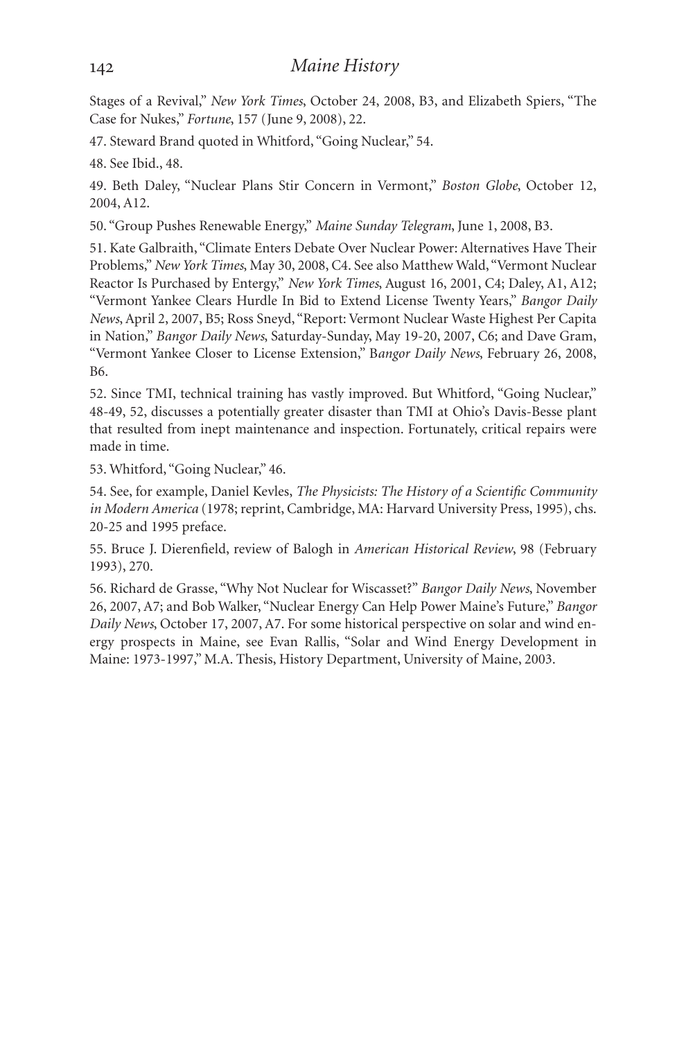Stages of a Revival," *New York Times*, October 24, 2008, B3, and Elizabeth Spiers, "The Case for Nukes," *Fortune*, 157 (June 9, 2008), 22.

47. Steward Brand quoted in Whitford, "Going Nuclear," 54.

48. See Ibid., 48.

49. Beth Daley, "Nuclear Plans Stir Concern in Vermont," *Boston Globe*, October 12, 2004, A12.

50. "Group Pushes Renewable Energy," *Maine Sunday Telegram*, June 1, 2008, B3.

51. Kate Galbraith, "Climate Enters Debate Over Nuclear Power: Alternatives Have Their Problems," *New York Times*, May 30, 2008, C4. See also Matthew Wald, "Vermont Nuclear Reactor Is Purchased by Entergy," *New York Times*, August 16, 2001, C4; Daley, A1, A12; "Vermont Yankee Clears Hurdle In Bid to Extend License Twenty Years," *Bangor Daily News*, April 2, 2007, B5; Ross Sneyd, "Report: Vermont Nuclear Waste Highest Per Capita in Nation," *Bangor Daily News*, Saturday-Sunday, May 19-20, 2007, C6; and Dave Gram, "Vermont Yankee Closer to License Extension," B*angor Daily News*, February 26, 2008, B6.

52. Since TMI, technical training has vastly improved. But Whitford, "Going Nuclear," 48-49, 52, discusses a potentially greater disaster than TMI at Ohio's Davis-Besse plant that resulted from inept maintenance and inspection. Fortunately, critical repairs were made in time.

53. Whitford, "Going Nuclear," 46.

54. See, for example, Daniel Kevles, *The Physicists: The History of a Scientific Community in Modern America* (1978; reprint, Cambridge, MA: Harvard University Press, 1995), chs. 20-25 and 1995 preface.

55. Bruce J. Dierenfield, review of Balogh in *American Historical Review*, 98 (February 1993), 270.

56. Richard de Grasse, "Why Not Nuclear for Wiscasset?" *Bangor Daily News*, November 26, 2007, A7; and Bob Walker, "Nuclear Energy Can Help Power Maine's Future," *Bangor Daily News*, October 17, 2007, A7. For some historical perspective on solar and wind energy prospects in Maine, see Evan Rallis, "Solar and Wind Energy Development in Maine: 1973-1997," M.A. Thesis, History Department, University of Maine, 2003.